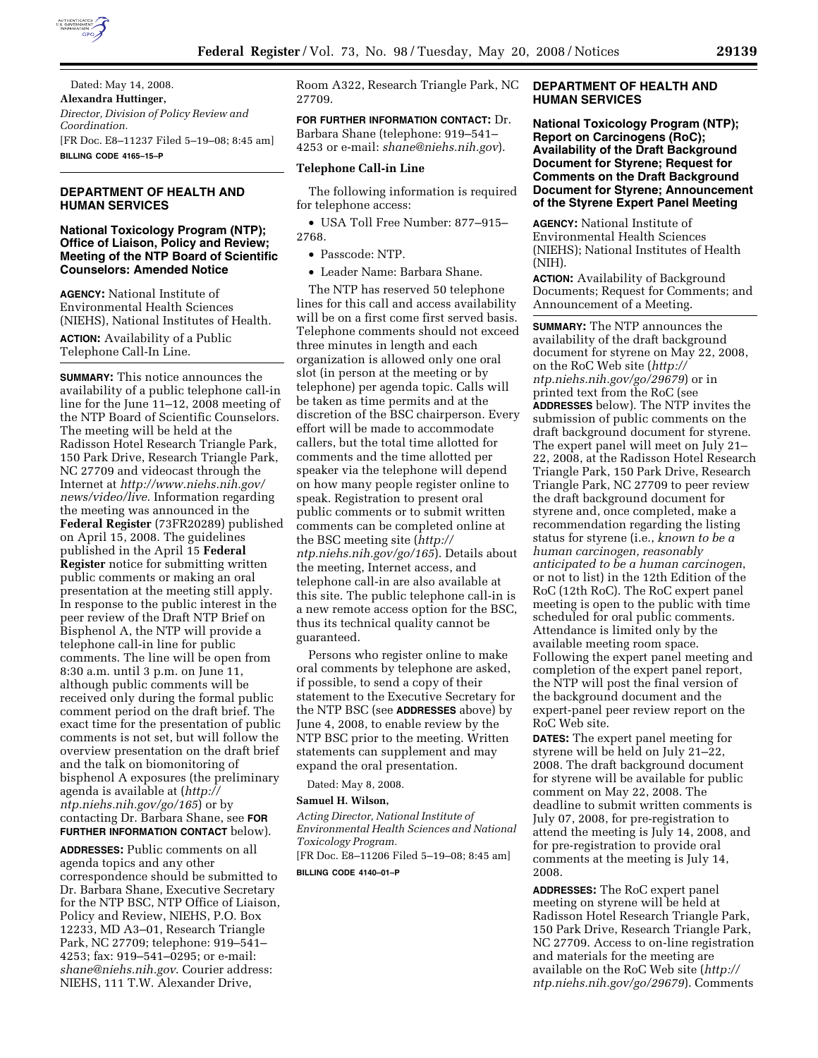Dated: May 14, 2008.

**Alexandra Huttinger,**

*Director, Division of Policy Review and Coordination.*

[FR Doc. E8–11237 Filed 5–19–08; 8:45 am]

**BILLING CODE 4165–15–P**

## DEPARTMENT OF HEALTH AND HUMAN SERVICES

### National Toxicology Program (NTP); Office of Liaison, Policy and Review; Meeting of the NTP Board of Scientific Counselors: Amended Notice

**AGENCY:** National Institute of Environmental Health Sciences (NIEHS), National Institutes of Health.

**ACTION:** Availability of a Public Telephone Call-In Line.

**SUMMARY:** This notice announces the availability of a public telephone call-in line for the June 11–12, 2008 meeting of the NTP Board of Scientific Counselors. The meeting will be held at the Radisson Hotel Research Triangle Park, 150 Park Drive, Research Triangle Park, NC 27709 and videocast through the Internet at *http://www.niehs.nih.gov/news/video/live*. Information regarding the meeting was announced in the **Federal Register** (73FR20289) published on April 15, 2008. The guidelines published in the April 15 **Federal Register** notice for submitting written public comments or making an oral presentation at the meeting still apply. In response to the public interest in the peer review of the Draft NTP Brief on Bisphenol A, the NTP will provide a telephone call-in line for public comments. The line will be open from 8:30 a.m. until 3 p.m. on June 11, although public comments will be received only during the formal public comment period on the draft brief. The exact time for the presentation of public comments is not set, but will follow the overview presentation on the draft brief and the talk on biomonitoring of bisphenol A exposures (the preliminary agenda is available at (*http://ntp.niehs.nih.gov/go/165*) or by contacting Dr. Barbara Shane, see **FOR FURTHER INFORMATION CONTACT** below).

**ADDRESSES:** Public comments on all agenda topics and any other correspondence should be submitted to Dr. Barbara Shane, Executive Secretary for the NTP BSC, NTP Office of Liaison, Policy and Review, NIEHS, P.O. Box 12233, MD A3–01, Research Triangle Park, NC 27709; telephone: 919–541–4253; fax: 919–541–0295; or e-mail: *shane@niehs.nih.gov*. Courier address: NIEHS, 111 T.W. Alexander Drive, Room A322, Research Triangle Park, NC 27709.

**FOR FURTHER INFORMATION CONTACT:** Dr. Barbara Shane (telephone: 919–541–4253 or e-mail: *shane@niehs.nih.gov*).

#### Telephone Call-in Line

The following information is required for telephone access:

- USA Toll Free Number: 877–915–2768.
- Passcode: NTP.
- Leader Name: Barbara Shane.

The NTP has reserved 50 telephone lines for this call and access availability will be on a first come first served basis. Telephone comments should not exceed three minutes in length and each organization is allowed only one oral slot (in person at the meeting or by telephone) per agenda topic. Calls will be taken as time permits and at the discretion of the BSC chairperson. Every effort will be made to accommodate callers, but the total time allotted for comments and the time allotted per speaker via the telephone will depend on how many people register online to speak. Registration to present oral public comments or to submit written comments can be completed online at the BSC meeting site (*http://ntp.niehs.nih.gov/go/165*). Details about the meeting, Internet access, and telephone call-in are also available at this site. The public telephone call-in is a new remote access option for the BSC, thus its technical quality cannot be guaranteed.

Persons who register online to make oral comments by telephone are asked, if possible, to send a copy of their statement to the Executive Secretary for the NTP BSC (see **ADDRESSES** above) by June 4, 2008, to enable review by the NTP BSC prior to the meeting. Written statements can supplement and may expand the oral presentation.

Dated: May 8, 2008.

**Samuel H. Wilson,**

*Acting Director, National Institute of Environmental Health Sciences and National Toxicology Program.*

[FR Doc. E8–11206 Filed 5–19–08; 8:45 am]

**BILLING CODE 4140–01–P**

## DEPARTMENT OF HEALTH AND HUMAN SERVICES

### National Toxicology Program (NTP); Report on Carcinogens (RoC); Availability of the Draft Background Document for Styrene; Request for Comments on the Draft Background Document for Styrene; Announcement of the Styrene Expert Panel Meeting

**AGENCY:** National Institute of Environmental Health Sciences (NIEHS); National Institutes of Health (NIH).

**ACTION:** Availability of Background Documents; Request for Comments; and Announcement of a Meeting.

**SUMMARY:** The NTP announces the availability of the draft background document for styrene on May 22, 2008, on the RoC Web site (*http://ntp.niehs.nih.gov/go/29679*) or in printed text from the RoC (see **ADDRESSES** below). The NTP invites the submission of public comments on the draft background document for styrene. The expert panel will meet on July 21–22, 2008, at the Radisson Hotel Research Triangle Park, 150 Park Drive, Research Triangle Park, NC 27709 to peer review the draft background document for styrene and, once completed, make a recommendation regarding the listing status for styrene (i.e., *known to be a human carcinogen, reasonably anticipated to be a human carcinogen*, or not to list) in the 12th Edition of the RoC (12th RoC). The RoC expert panel meeting is open to the public with time scheduled for oral public comments. Attendance is limited only by the available meeting room space. Following the expert panel meeting and completion of the expert panel report, the NTP will post the final version of the background document and the expert-panel peer review report on the RoC Web site.

**DATES:** The expert panel meeting for styrene will be held on July 21–22, 2008. The draft background document for styrene will be available for public comment on May 22, 2008. The deadline to submit written comments is July 07, 2008, for pre-registration to attend the meeting is July 14, 2008, and for pre-registration to provide oral comments at the meeting is July 14, 2008.

**ADDRESSES:** The RoC expert panel meeting on styrene will be held at Radisson Hotel Research Triangle Park, 150 Park Drive, Research Triangle Park, NC 27709. Access to on-line registration and materials for the meeting are available on the RoC Web site (*http://ntp.niehs.nih.gov/go/29679*). Comments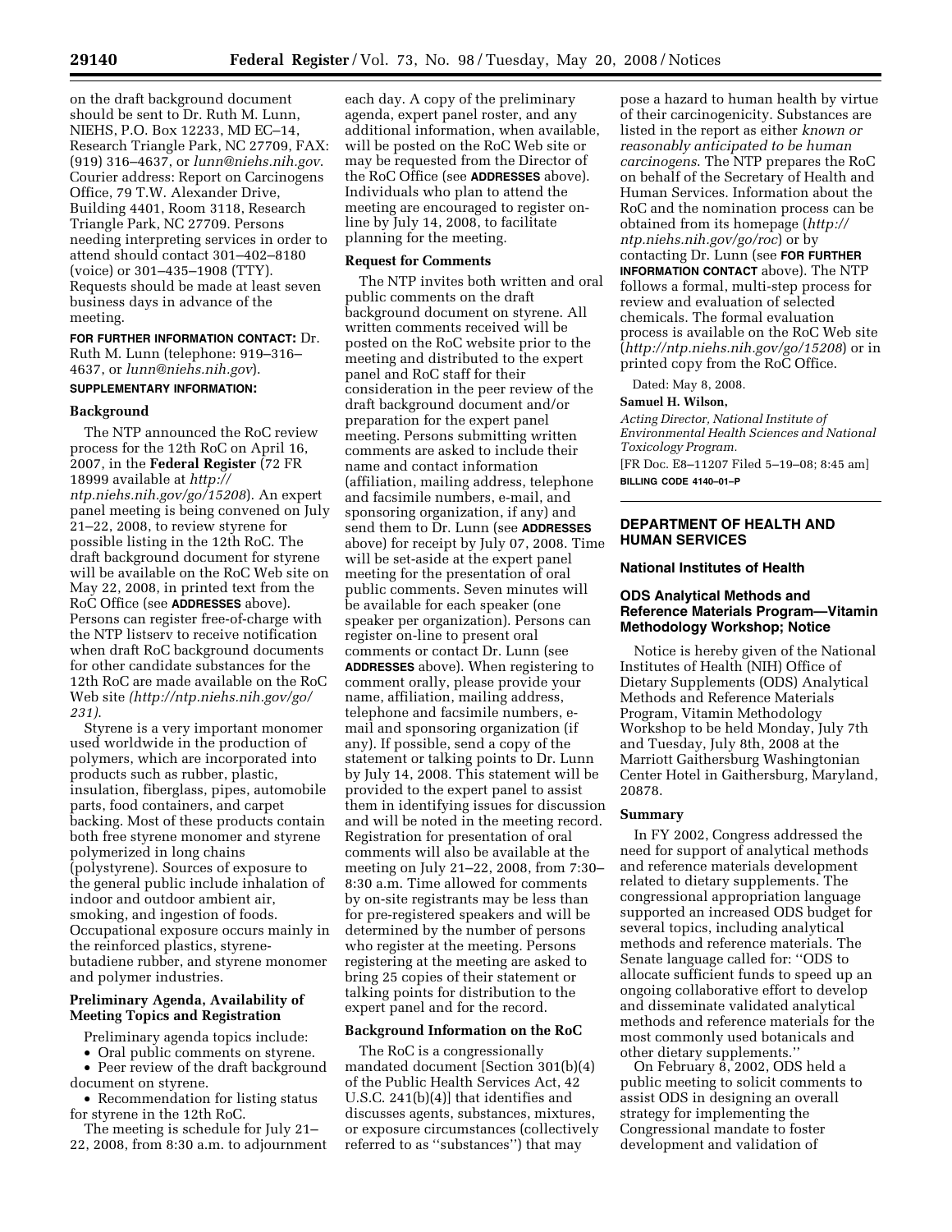on the draft background document should be sent to Dr. Ruth M. Lunn, NIEHS, P.O. Box 12233, MD EC–14, Research Triangle Park, NC 27709, FAX: (919) 316–4637, or *lunn@niehs.nih.gov*. Courier address: Report on Carcinogens Office, 79 T.W. Alexander Drive, Building 4401, Room 3118, Research Triangle Park, NC 27709. Persons needing interpreting services in order to attend should contact 301–402–8180 (voice) or 301–435–1908 (TTY). Requests should be made at least seven business days in advance of the meeting.

**FOR FURTHER INFORMATION CONTACT:** Dr. Ruth M. Lunn (telephone: 919–316–4637, or *lunn@niehs.nih.gov*).

**SUPPLEMENTARY INFORMATION:**

**Background**

The NTP announced the RoC review process for the 12th RoC on April 16, 2007, in the **Federal Register** (72 FR 18999 available at *http://ntp.niehs.nih.gov/go/15208*). An expert panel meeting is being convened on July 21–22, 2008, to review styrene for possible listing in the 12th RoC. The draft background document for styrene will be available on the RoC Web site on May 22, 2008, in printed text from the RoC Office (see **ADDRESSES** above). Persons can register free-of-charge with the NTP listserv to receive notification when draft RoC background documents for other candidate substances for the 12th RoC are made available on the RoC Web site *(http://ntp.niehs.nih.gov/go/231)*.

Styrene is a very important monomer used worldwide in the production of polymers, which are incorporated into products such as rubber, plastic, insulation, fiberglass, pipes, automobile parts, food containers, and carpet backing. Most of these products contain both free styrene monomer and styrene polymerized in long chains (polystyrene). Sources of exposure to the general public include inhalation of indoor and outdoor ambient air, smoking, and ingestion of foods. Occupational exposure occurs mainly in the reinforced plastics, styrene-butadiene rubber, and styrene monomer and polymer industries.

**Preliminary Agenda, Availability of Meeting Topics and Registration**

Preliminary agenda topics include:

- Oral public comments on styrene.
- Peer review of the draft background document on styrene.
- Recommendation for listing status for styrene in the 12th RoC.

The meeting is schedule for July 21–22, 2008, from 8:30 a.m. to adjournment each day. A copy of the preliminary agenda, expert panel roster, and any additional information, when available, will be posted on the RoC Web site or may be requested from the Director of the RoC Office (see **ADDRESSES** above). Individuals who plan to attend the meeting are encouraged to register on-line by July 14, 2008, to facilitate planning for the meeting.

**Request for Comments**

The NTP invites both written and oral public comments on the draft background document on styrene. All written comments received will be posted on the RoC website prior to the meeting and distributed to the expert panel and RoC staff for their consideration in the peer review of the draft background document and/or preparation for the expert panel meeting. Persons submitting written comments are asked to include their name and contact information (affiliation, mailing address, telephone and facsimile numbers, e-mail, and sponsoring organization, if any) and send them to Dr. Lunn (see **ADDRESSES** above) for receipt by July 07, 2008. Time will be set-aside at the expert panel meeting for the presentation of oral public comments. Seven minutes will be available for each speaker (one speaker per organization). Persons can register on-line to present oral comments or contact Dr. Lunn (see **ADDRESSES** above). When registering to comment orally, please provide your name, affiliation, mailing address, telephone and facsimile numbers, e-mail and sponsoring organization (if any). If possible, send a copy of the statement or talking points to Dr. Lunn by July 14, 2008. This statement will be provided to the expert panel to assist them in identifying issues for discussion and will be noted in the meeting record. Registration for presentation of oral comments will also be available at the meeting on July 21–22, 2008, from 7:30–8:30 a.m. Time allowed for comments by on-site registrants may be less than for pre-registered speakers and will be determined by the number of persons who register at the meeting. Persons registering at the meeting are asked to bring 25 copies of their statement or talking points for distribution to the expert panel and for the record.

**Background Information on the RoC**

The RoC is a congressionally mandated document [Section 301(b)(4) of the Public Health Services Act, 42 U.S.C. 241(b)(4)] that identifies and discusses agents, substances, mixtures, or exposure circumstances (collectively referred to as ''substances'') that may pose a hazard to human health by virtue of their carcinogenicity. Substances are listed in the report as either *known or reasonably anticipated to be human carcinogens*. The NTP prepares the RoC on behalf of the Secretary of Health and Human Services. Information about the RoC and the nomination process can be obtained from its homepage (*http://ntp.niehs.nih.gov/go/roc*) or by contacting Dr. Lunn (see **FOR FURTHER INFORMATION CONTACT** above). The NTP follows a formal, multi-step process for review and evaluation of selected chemicals. The formal evaluation process is available on the RoC Web site (*http://ntp.niehs.nih.gov/go/15208*) or in printed copy from the RoC Office.

Dated: May 8, 2008.

**Samuel H. Wilson,**

*Acting Director, National Institute of Environmental Health Sciences and National Toxicology Program.*

[FR Doc. E8–11207 Filed 5–19–08; 8:45 am]

**BILLING CODE 4140–01–P**

## DEPARTMENT OF HEALTH AND HUMAN SERVICES

### National Institutes of Health

### ODS Analytical Methods and Reference Materials Program—Vitamin Methodology Workshop; Notice

Notice is hereby given of the National Institutes of Health (NIH) Office of Dietary Supplements (ODS) Analytical Methods and Reference Materials Program, Vitamin Methodology Workshop to be held Monday, July 7th and Tuesday, July 8th, 2008 at the Marriott Gaithersburg Washingtonian Center Hotel in Gaithersburg, Maryland, 20878.

**Summary**

In FY 2002, Congress addressed the need for support of analytical methods and reference materials development related to dietary supplements. The congressional appropriation language supported an increased ODS budget for several topics, including analytical methods and reference materials. The Senate language called for: ''ODS to allocate sufficient funds to speed up an ongoing collaborative effort to develop and disseminate validated analytical methods and reference materials for the most commonly used botanicals and other dietary supplements.''

On February 8, 2002, ODS held a public meeting to solicit comments to assist ODS in designing an overall strategy for implementing the Congressional mandate to foster development and validation of